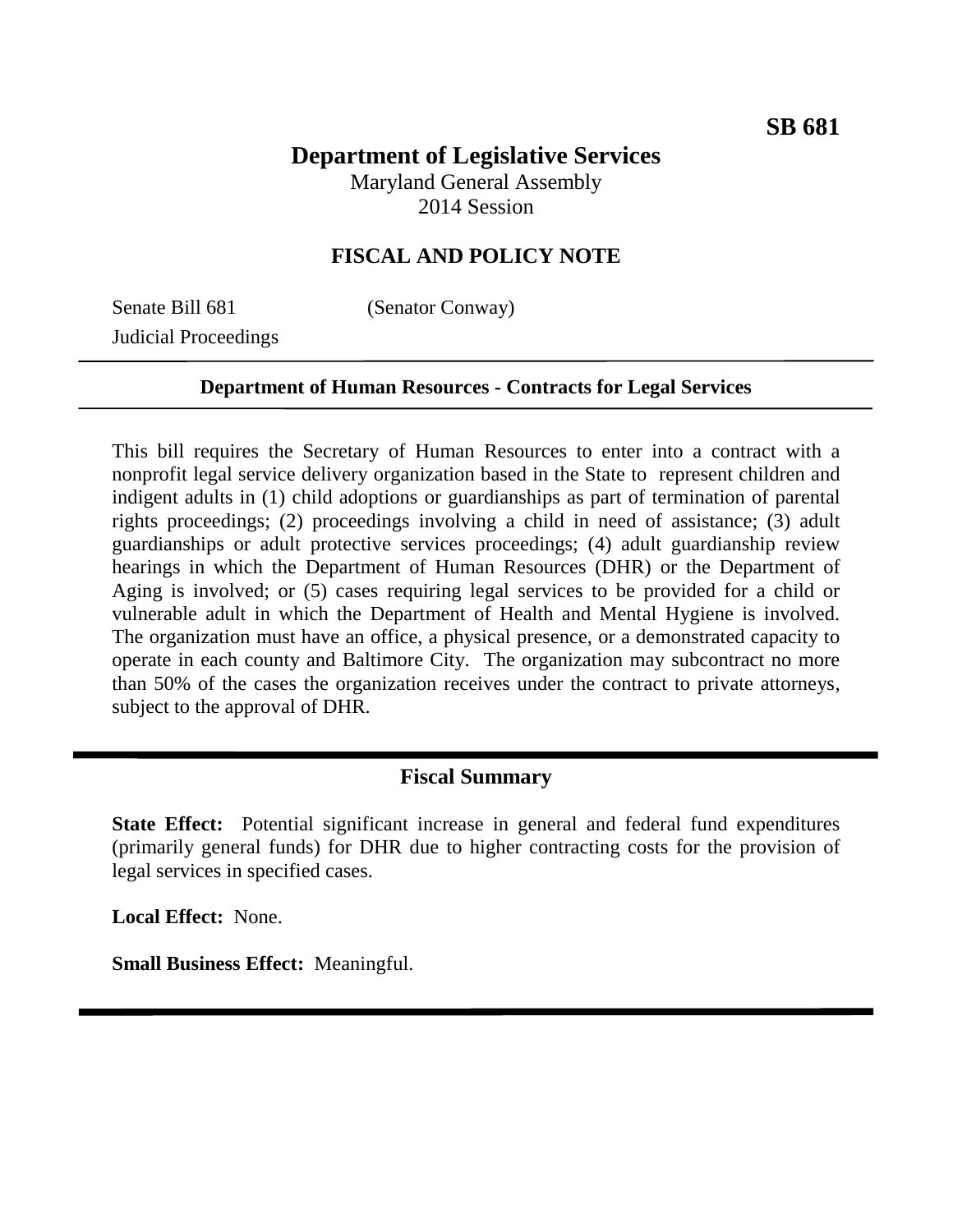**SB 681**

# Department of Legislative Services

Maryland General Assembly
2014 Session

## FISCAL AND POLICY NOTE

Senate Bill 681 (Senator Conway)
Judicial Proceedings

---

**Department of Human Resources - Contracts for Legal Services**

---

This bill requires the Secretary of Human Resources to enter into a contract with a nonprofit legal service delivery organization based in the State to represent children and indigent adults in (1) child adoptions or guardianships as part of termination of parental rights proceedings; (2) proceedings involving a child in need of assistance; (3) adult guardianships or adult protective services proceedings; (4) adult guardianship review hearings in which the Department of Human Resources (DHR) or the Department of Aging is involved; or (5) cases requiring legal services to be provided for a child or vulnerable adult in which the Department of Health and Mental Hygiene is involved. The organization must have an office, a physical presence, or a demonstrated capacity to operate in each county and Baltimore City. The organization may subcontract no more than 50% of the cases the organization receives under the contract to private attorneys, subject to the approval of DHR.

---

## Fiscal Summary

**State Effect:** Potential significant increase in general and federal fund expenditures (primarily general funds) for DHR due to higher contracting costs for the provision of legal services in specified cases.

**Local Effect:** None.

**Small Business Effect:** Meaningful.

---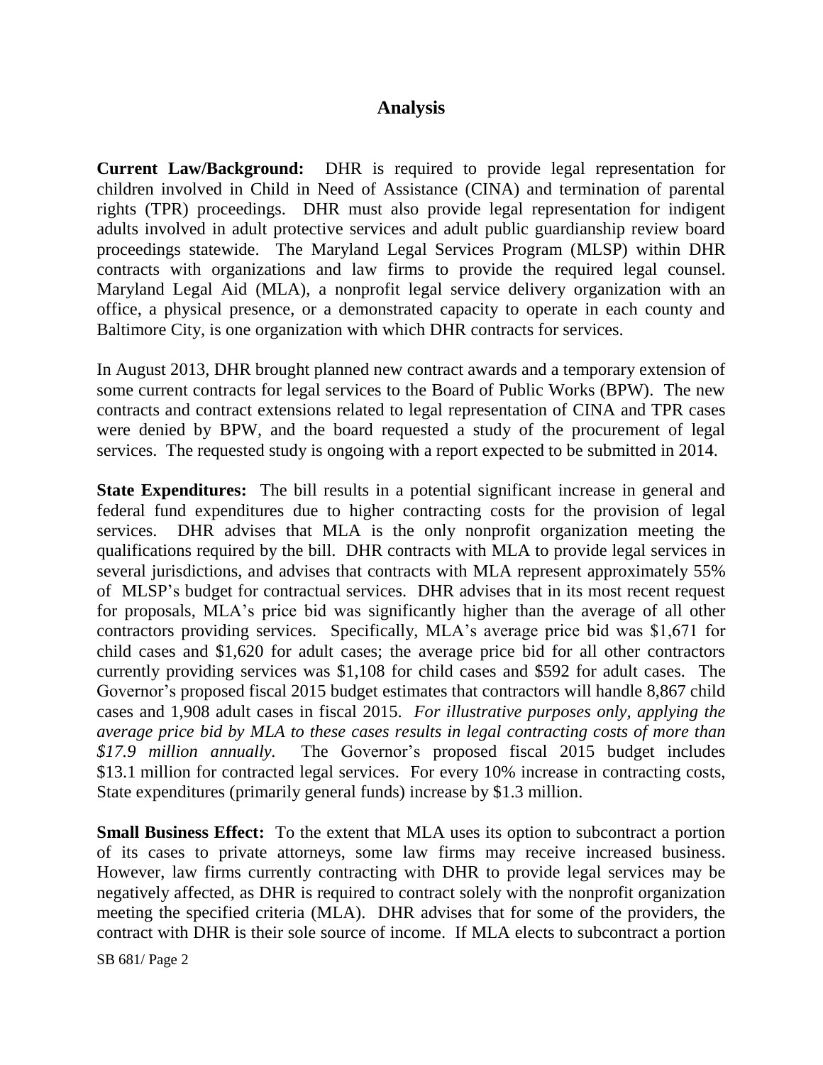## Analysis

**Current Law/Background:** DHR is required to provide legal representation for children involved in Child in Need of Assistance (CINA) and termination of parental rights (TPR) proceedings. DHR must also provide legal representation for indigent adults involved in adult protective services and adult public guardianship review board proceedings statewide. The Maryland Legal Services Program (MLSP) within DHR contracts with organizations and law firms to provide the required legal counsel. Maryland Legal Aid (MLA), a nonprofit legal service delivery organization with an office, a physical presence, or a demonstrated capacity to operate in each county and Baltimore City, is one organization with which DHR contracts for services.

In August 2013, DHR brought planned new contract awards and a temporary extension of some current contracts for legal services to the Board of Public Works (BPW). The new contracts and contract extensions related to legal representation of CINA and TPR cases were denied by BPW, and the board requested a study of the procurement of legal services. The requested study is ongoing with a report expected to be submitted in 2014.

**State Expenditures:** The bill results in a potential significant increase in general and federal fund expenditures due to higher contracting costs for the provision of legal services. DHR advises that MLA is the only nonprofit organization meeting the qualifications required by the bill. DHR contracts with MLA to provide legal services in several jurisdictions, and advises that contracts with MLA represent approximately 55% of MLSP's budget for contractual services. DHR advises that in its most recent request for proposals, MLA's price bid was significantly higher than the average of all other contractors providing services. Specifically, MLA's average price bid was $1,671 for child cases and $1,620 for adult cases; the average price bid for all other contractors currently providing services was $1,108 for child cases and $592 for adult cases. The Governor's proposed fiscal 2015 budget estimates that contractors will handle 8,867 child cases and 1,908 adult cases in fiscal 2015. *For illustrative purposes only, applying the average price bid by MLA to these cases results in legal contracting costs of more than $17.9 million annually.* The Governor's proposed fiscal 2015 budget includes $13.1 million for contracted legal services. For every 10% increase in contracting costs, State expenditures (primarily general funds) increase by $1.3 million.

**Small Business Effect:** To the extent that MLA uses its option to subcontract a portion of its cases to private attorneys, some law firms may receive increased business. However, law firms currently contracting with DHR to provide legal services may be negatively affected, as DHR is required to contract solely with the nonprofit organization meeting the specified criteria (MLA). DHR advises that for some of the providers, the contract with DHR is their sole source of income. If MLA elects to subcontract a portion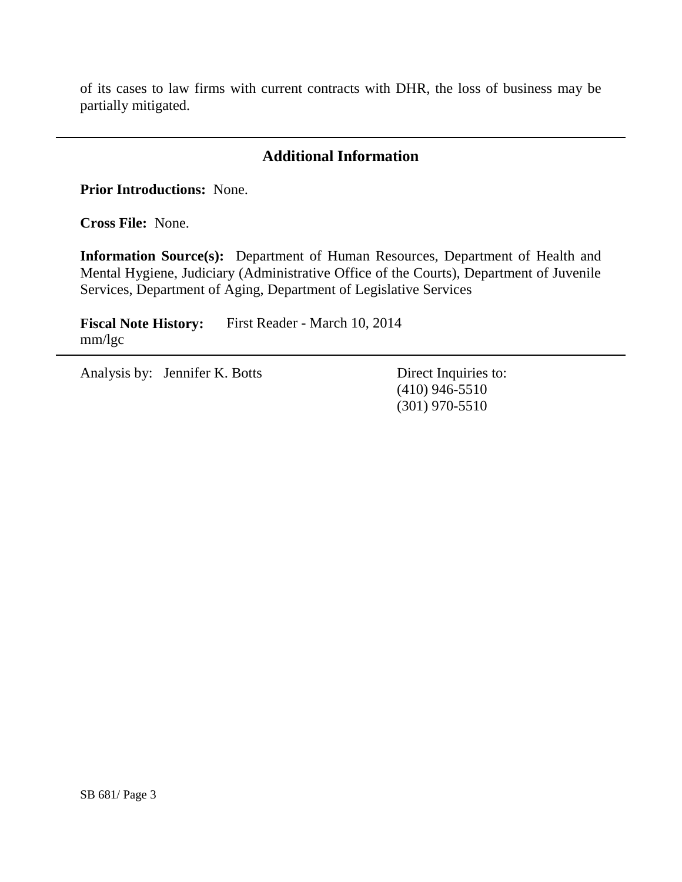of its cases to law firms with current contracts with DHR, the loss of business may be partially mitigated.

## Additional Information

**Prior Introductions:** None.

**Cross File:** None.

**Information Source(s):** Department of Human Resources, Department of Health and Mental Hygiene, Judiciary (Administrative Office of the Courts), Department of Juvenile Services, Department of Aging, Department of Legislative Services

**Fiscal Note History:** First Reader - March 10, 2014
mm/lgc

Analysis by: Jennifer K. Botts

Direct Inquiries to:
(410) 946-5510
(301) 970-5510